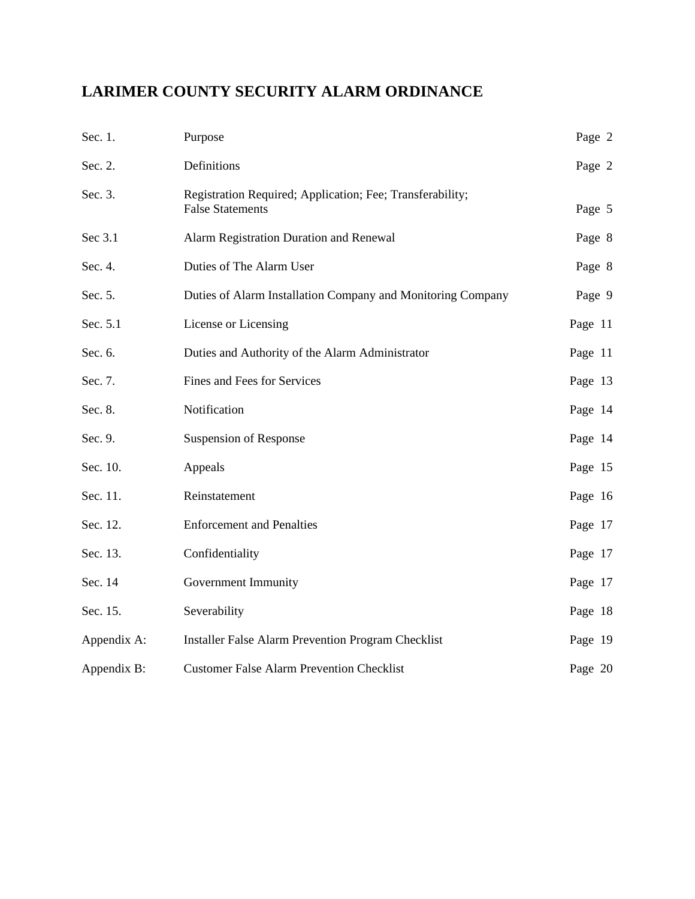# LARIMER COUNTY SECURITY ALARM ORDINANCE

| | | |
|---|---|---|
| Sec. 1. | Purpose | Page 2 |
| Sec. 2. | Definitions | Page 2 |
| Sec. 3. | Registration Required; Application; Fee; Transferability; False Statements | Page 5 |
| Sec 3.1 | Alarm Registration Duration and Renewal | Page 8 |
| Sec. 4. | Duties of The Alarm User | Page 8 |
| Sec. 5. | Duties of Alarm Installation Company and Monitoring Company | Page 9 |
| Sec. 5.1 | License or Licensing | Page 11 |
| Sec. 6. | Duties and Authority of the Alarm Administrator | Page 11 |
| Sec. 7. | Fines and Fees for Services | Page 13 |
| Sec. 8. | Notification | Page 14 |
| Sec. 9. | Suspension of Response | Page 14 |
| Sec. 10. | Appeals | Page 15 |
| Sec. 11. | Reinstatement | Page 16 |
| Sec. 12. | Enforcement and Penalties | Page 17 |
| Sec. 13. | Confidentiality | Page 17 |
| Sec. 14 | Government Immunity | Page 17 |
| Sec. 15. | Severability | Page 18 |
| Appendix A: | Installer False Alarm Prevention Program Checklist | Page 19 |
| Appendix B: | Customer False Alarm Prevention Checklist | Page 20 |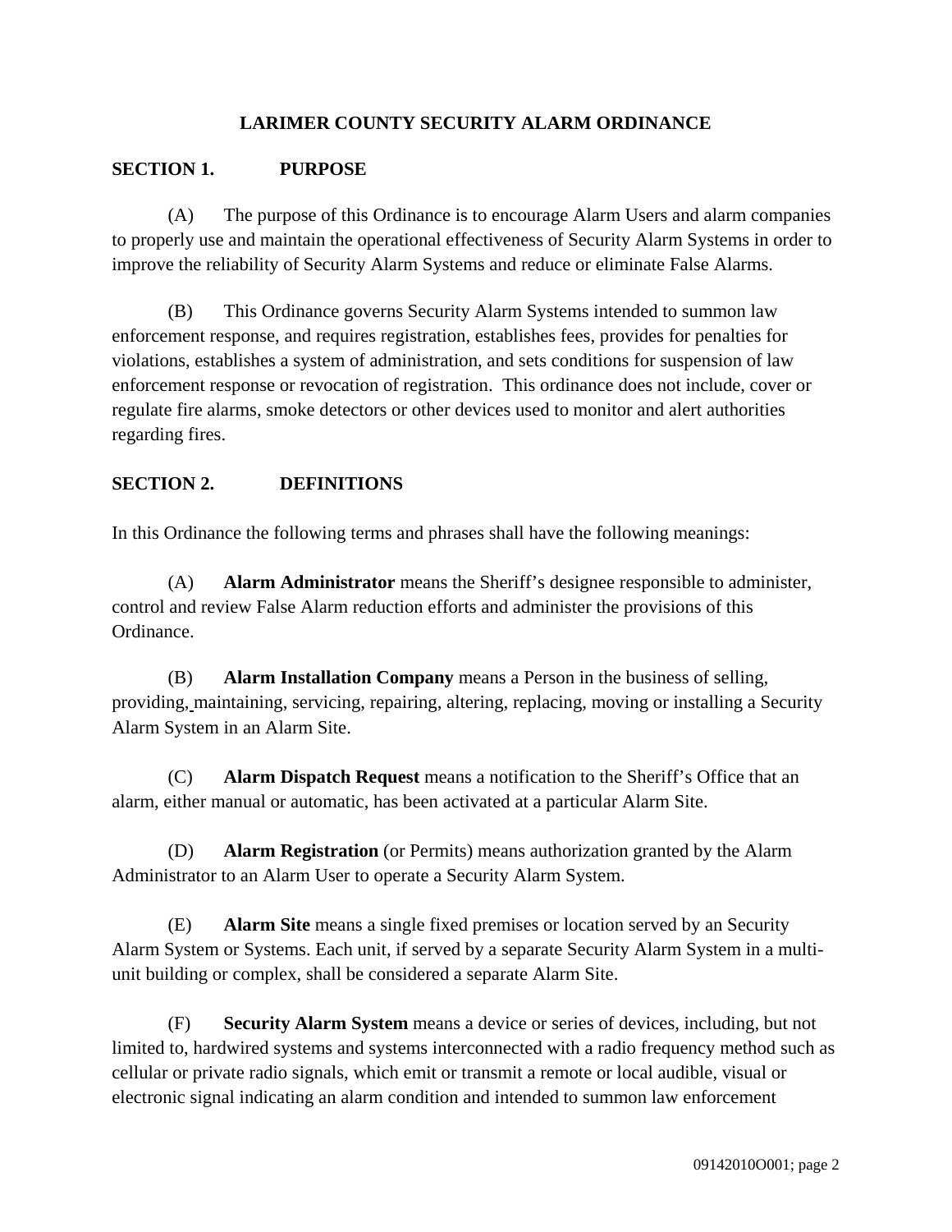# LARIMER COUNTY SECURITY ALARM ORDINANCE

## SECTION 1. PURPOSE

(A) The purpose of this Ordinance is to encourage Alarm Users and alarm companies to properly use and maintain the operational effectiveness of Security Alarm Systems in order to improve the reliability of Security Alarm Systems and reduce or eliminate False Alarms.

(B) This Ordinance governs Security Alarm Systems intended to summon law enforcement response, and requires registration, establishes fees, provides for penalties for violations, establishes a system of administration, and sets conditions for suspension of law enforcement response or revocation of registration. This ordinance does not include, cover or regulate fire alarms, smoke detectors or other devices used to monitor and alert authorities regarding fires.

## SECTION 2. DEFINITIONS

In this Ordinance the following terms and phrases shall have the following meanings:

(A) **Alarm Administrator** means the Sheriff's designee responsible to administer, control and review False Alarm reduction efforts and administer the provisions of this Ordinance.

(B) **Alarm Installation Company** means a Person in the business of selling, providing, maintaining, servicing, repairing, altering, replacing, moving or installing a Security Alarm System in an Alarm Site.

(C) **Alarm Dispatch Request** means a notification to the Sheriff's Office that an alarm, either manual or automatic, has been activated at a particular Alarm Site.

(D) **Alarm Registration** (or Permits) means authorization granted by the Alarm Administrator to an Alarm User to operate a Security Alarm System.

(E) **Alarm Site** means a single fixed premises or location served by an Security Alarm System or Systems. Each unit, if served by a separate Security Alarm System in a multi-unit building or complex, shall be considered a separate Alarm Site.

(F) **Security Alarm System** means a device or series of devices, including, but not limited to, hardwired systems and systems interconnected with a radio frequency method such as cellular or private radio signals, which emit or transmit a remote or local audible, visual or electronic signal indicating an alarm condition and intended to summon law enforcement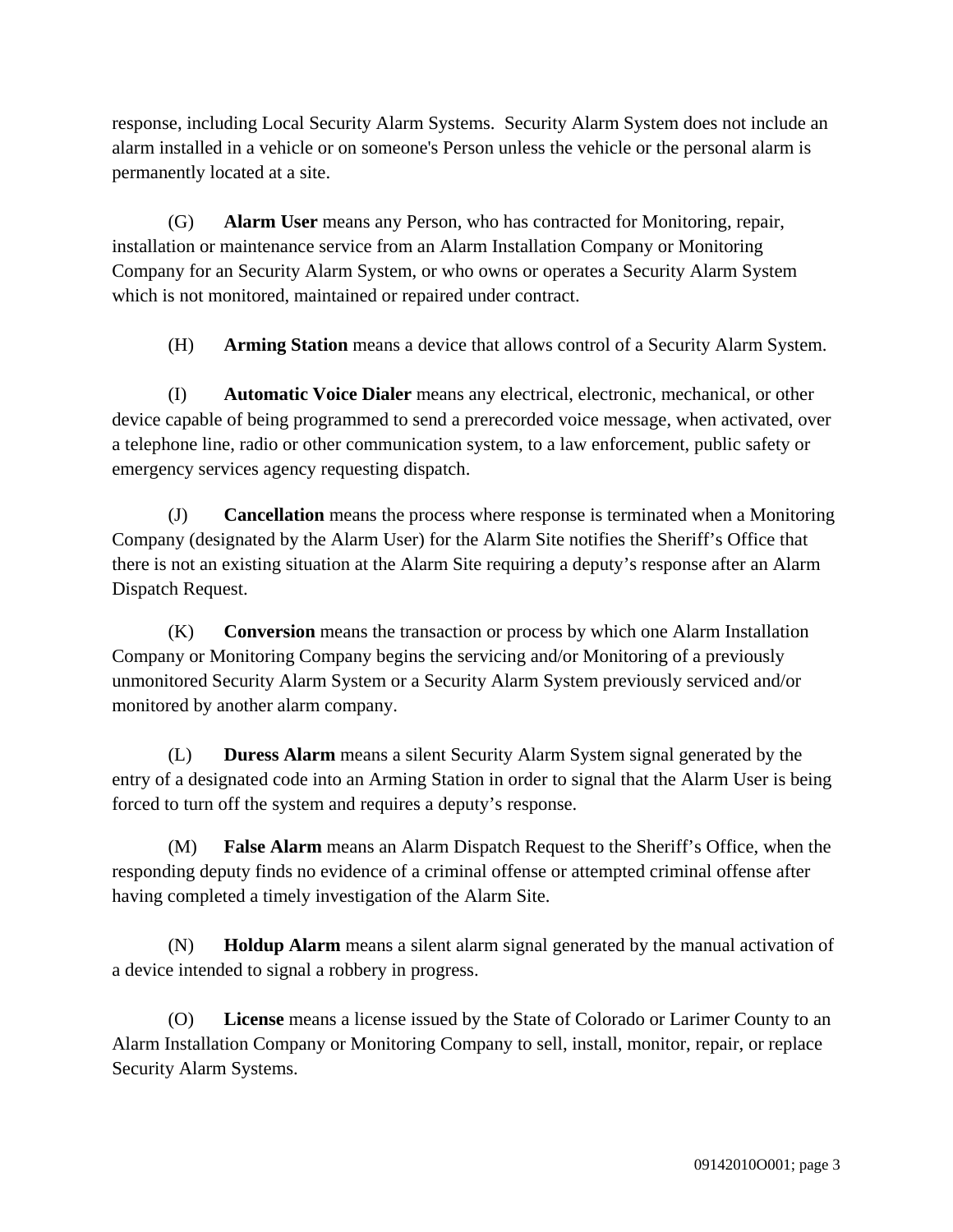response, including Local Security Alarm Systems. Security Alarm System does not include an alarm installed in a vehicle or on someone's Person unless the vehicle or the personal alarm is permanently located at a site.

(G) **Alarm User** means any Person, who has contracted for Monitoring, repair, installation or maintenance service from an Alarm Installation Company or Monitoring Company for an Security Alarm System, or who owns or operates a Security Alarm System which is not monitored, maintained or repaired under contract.

(H) **Arming Station** means a device that allows control of a Security Alarm System.

(I) **Automatic Voice Dialer** means any electrical, electronic, mechanical, or other device capable of being programmed to send a prerecorded voice message, when activated, over a telephone line, radio or other communication system, to a law enforcement, public safety or emergency services agency requesting dispatch.

(J) **Cancellation** means the process where response is terminated when a Monitoring Company (designated by the Alarm User) for the Alarm Site notifies the Sheriff's Office that there is not an existing situation at the Alarm Site requiring a deputy's response after an Alarm Dispatch Request.

(K) **Conversion** means the transaction or process by which one Alarm Installation Company or Monitoring Company begins the servicing and/or Monitoring of a previously unmonitored Security Alarm System or a Security Alarm System previously serviced and/or monitored by another alarm company.

(L) **Duress Alarm** means a silent Security Alarm System signal generated by the entry of a designated code into an Arming Station in order to signal that the Alarm User is being forced to turn off the system and requires a deputy's response.

(M) **False Alarm** means an Alarm Dispatch Request to the Sheriff's Office, when the responding deputy finds no evidence of a criminal offense or attempted criminal offense after having completed a timely investigation of the Alarm Site.

(N) **Holdup Alarm** means a silent alarm signal generated by the manual activation of a device intended to signal a robbery in progress.

(O) **License** means a license issued by the State of Colorado or Larimer County to an Alarm Installation Company or Monitoring Company to sell, install, monitor, repair, or replace Security Alarm Systems.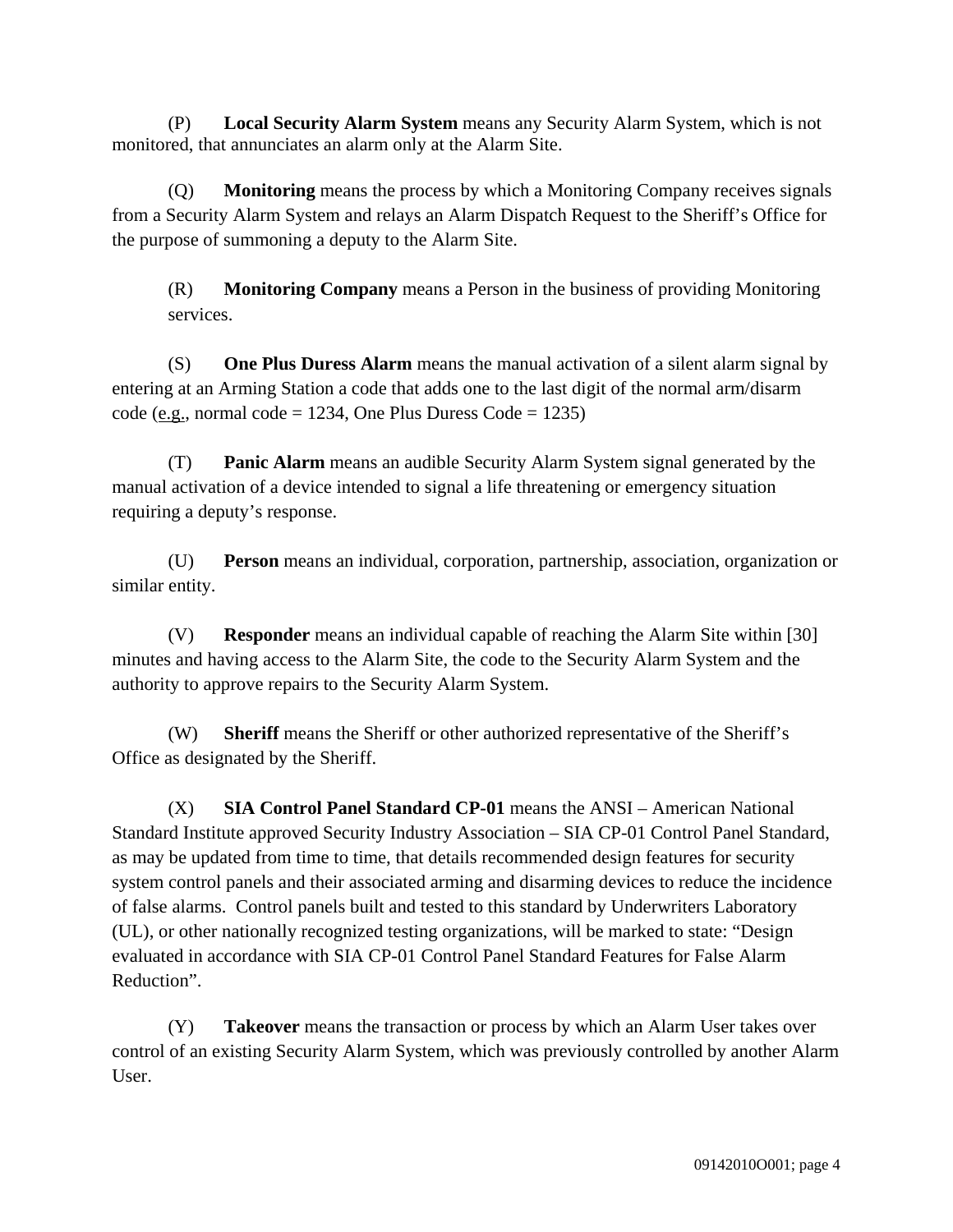(P) **Local Security Alarm System** means any Security Alarm System, which is not monitored, that annunciates an alarm only at the Alarm Site.

(Q) **Monitoring** means the process by which a Monitoring Company receives signals from a Security Alarm System and relays an Alarm Dispatch Request to the Sheriff's Office for the purpose of summoning a deputy to the Alarm Site.

(R) **Monitoring Company** means a Person in the business of providing Monitoring services.

(S) **One Plus Duress Alarm** means the manual activation of a silent alarm signal by entering at an Arming Station a code that adds one to the last digit of the normal arm/disarm code (e.g., normal code = 1234, One Plus Duress Code = 1235)

(T) **Panic Alarm** means an audible Security Alarm System signal generated by the manual activation of a device intended to signal a life threatening or emergency situation requiring a deputy's response.

(U) **Person** means an individual, corporation, partnership, association, organization or similar entity.

(V) **Responder** means an individual capable of reaching the Alarm Site within [30] minutes and having access to the Alarm Site, the code to the Security Alarm System and the authority to approve repairs to the Security Alarm System.

(W) **Sheriff** means the Sheriff or other authorized representative of the Sheriff's Office as designated by the Sheriff.

(X) **SIA Control Panel Standard CP-01** means the ANSI – American National Standard Institute approved Security Industry Association – SIA CP-01 Control Panel Standard, as may be updated from time to time, that details recommended design features for security system control panels and their associated arming and disarming devices to reduce the incidence of false alarms. Control panels built and tested to this standard by Underwriters Laboratory (UL), or other nationally recognized testing organizations, will be marked to state: "Design evaluated in accordance with SIA CP-01 Control Panel Standard Features for False Alarm Reduction".

(Y) **Takeover** means the transaction or process by which an Alarm User takes over control of an existing Security Alarm System, which was previously controlled by another Alarm User.

09142010O001; page 4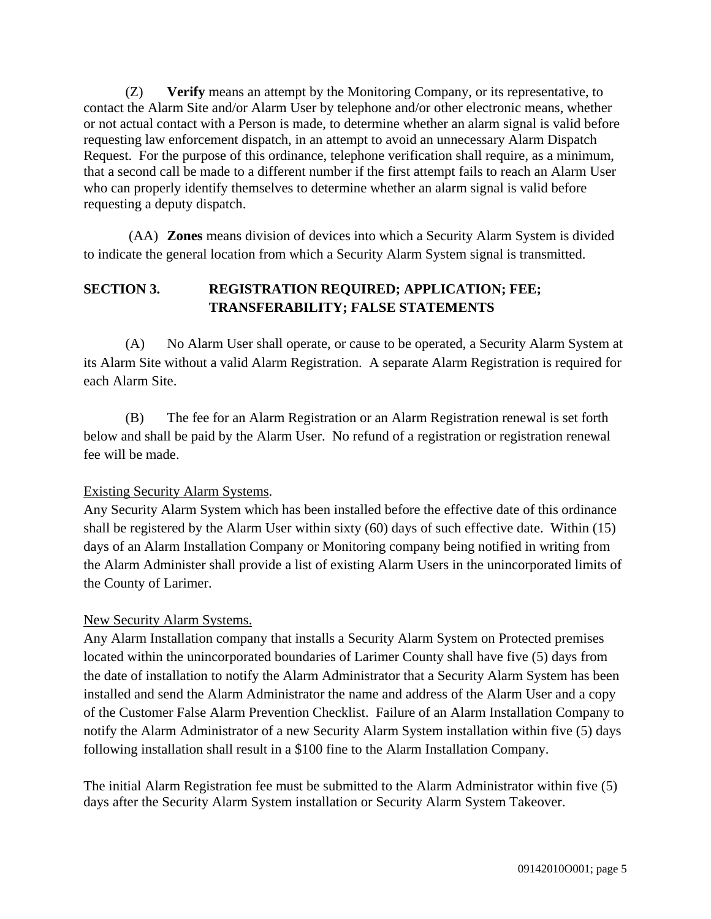(Z) **Verify** means an attempt by the Monitoring Company, or its representative, to contact the Alarm Site and/or Alarm User by telephone and/or other electronic means, whether or not actual contact with a Person is made, to determine whether an alarm signal is valid before requesting law enforcement dispatch, in an attempt to avoid an unnecessary Alarm Dispatch Request. For the purpose of this ordinance, telephone verification shall require, as a minimum, that a second call be made to a different number if the first attempt fails to reach an Alarm User who can properly identify themselves to determine whether an alarm signal is valid before requesting a deputy dispatch.

(AA) **Zones** means division of devices into which a Security Alarm System is divided to indicate the general location from which a Security Alarm System signal is transmitted.

## SECTION 3. REGISTRATION REQUIRED; APPLICATION; FEE; TRANSFERABILITY; FALSE STATEMENTS

(A) No Alarm User shall operate, or cause to be operated, a Security Alarm System at its Alarm Site without a valid Alarm Registration. A separate Alarm Registration is required for each Alarm Site.

(B) The fee for an Alarm Registration or an Alarm Registration renewal is set forth below and shall be paid by the Alarm User. No refund of a registration or registration renewal fee will be made.

<u>Existing Security Alarm Systems</u>.
Any Security Alarm System which has been installed before the effective date of this ordinance shall be registered by the Alarm User within sixty (60) days of such effective date. Within (15) days of an Alarm Installation Company or Monitoring company being notified in writing from the Alarm Administer shall provide a list of existing Alarm Users in the unincorporated limits of the County of Larimer.

<u>New Security Alarm Systems.</u>
Any Alarm Installation company that installs a Security Alarm System on Protected premises located within the unincorporated boundaries of Larimer County shall have five (5) days from the date of installation to notify the Alarm Administrator that a Security Alarm System has been installed and send the Alarm Administrator the name and address of the Alarm User and a copy of the Customer False Alarm Prevention Checklist. Failure of an Alarm Installation Company to notify the Alarm Administrator of a new Security Alarm System installation within five (5) days following installation shall result in a $100 fine to the Alarm Installation Company.

The initial Alarm Registration fee must be submitted to the Alarm Administrator within five (5) days after the Security Alarm System installation or Security Alarm System Takeover.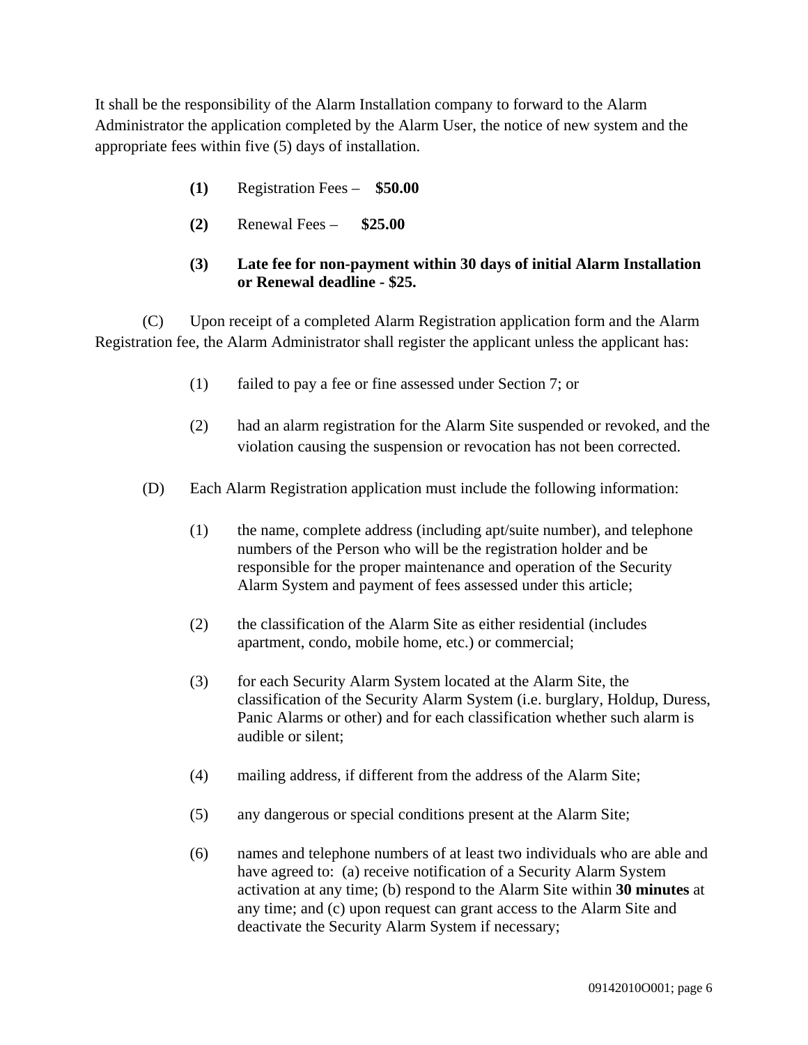It shall be the responsibility of the Alarm Installation company to forward to the Alarm Administrator the application completed by the Alarm User, the notice of new system and the appropriate fees within five (5) days of installation.

- **(1)** Registration Fees – **$50.00**
- **(2)** Renewal Fees – **$25.00**
- **(3) Late fee for non-payment within 30 days of initial Alarm Installation or Renewal deadline - $25.**

(C) Upon receipt of a completed Alarm Registration application form and the Alarm Registration fee, the Alarm Administrator shall register the applicant unless the applicant has:

- (1) failed to pay a fee or fine assessed under Section 7; or
- (2) had an alarm registration for the Alarm Site suspended or revoked, and the violation causing the suspension or revocation has not been corrected.

(D) Each Alarm Registration application must include the following information:

- (1) the name, complete address (including apt/suite number), and telephone numbers of the Person who will be the registration holder and be responsible for the proper maintenance and operation of the Security Alarm System and payment of fees assessed under this article;
- (2) the classification of the Alarm Site as either residential (includes apartment, condo, mobile home, etc.) or commercial;
- (3) for each Security Alarm System located at the Alarm Site, the classification of the Security Alarm System (i.e. burglary, Holdup, Duress, Panic Alarms or other) and for each classification whether such alarm is audible or silent;
- (4) mailing address, if different from the address of the Alarm Site;
- (5) any dangerous or special conditions present at the Alarm Site;
- (6) names and telephone numbers of at least two individuals who are able and have agreed to: (a) receive notification of a Security Alarm System activation at any time; (b) respond to the Alarm Site within **30 minutes** at any time; and (c) upon request can grant access to the Alarm Site and deactivate the Security Alarm System if necessary;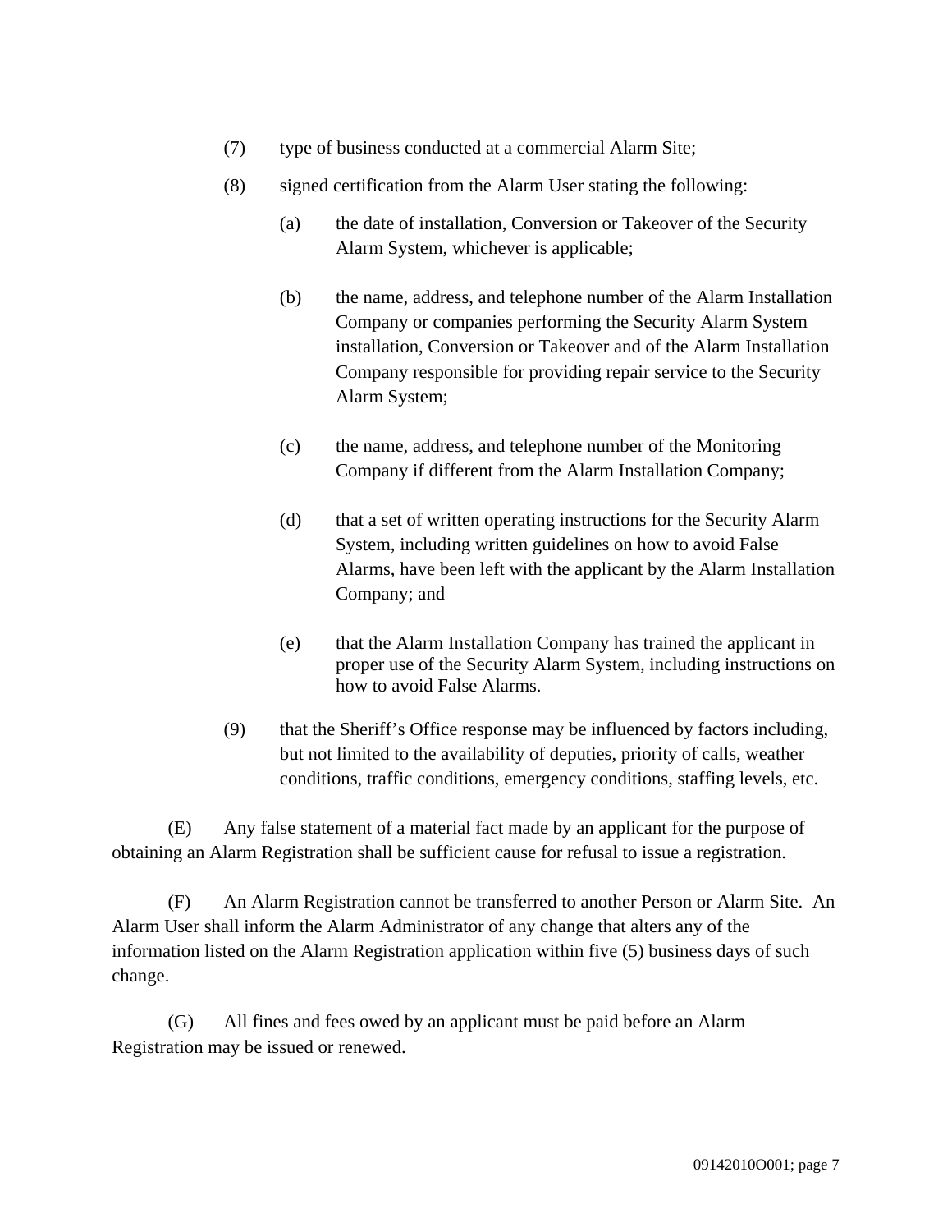(7) type of business conducted at a commercial Alarm Site;

(8) signed certification from the Alarm User stating the following:

(a) the date of installation, Conversion or Takeover of the Security Alarm System, whichever is applicable;

(b) the name, address, and telephone number of the Alarm Installation Company or companies performing the Security Alarm System installation, Conversion or Takeover and of the Alarm Installation Company responsible for providing repair service to the Security Alarm System;

(c) the name, address, and telephone number of the Monitoring Company if different from the Alarm Installation Company;

(d) that a set of written operating instructions for the Security Alarm System, including written guidelines on how to avoid False Alarms, have been left with the applicant by the Alarm Installation Company; and

(e) that the Alarm Installation Company has trained the applicant in proper use of the Security Alarm System, including instructions on how to avoid False Alarms.

(9) that the Sheriff's Office response may be influenced by factors including, but not limited to the availability of deputies, priority of calls, weather conditions, traffic conditions, emergency conditions, staffing levels, etc.

(E) Any false statement of a material fact made by an applicant for the purpose of obtaining an Alarm Registration shall be sufficient cause for refusal to issue a registration.

(F) An Alarm Registration cannot be transferred to another Person or Alarm Site. An Alarm User shall inform the Alarm Administrator of any change that alters any of the information listed on the Alarm Registration application within five (5) business days of such change.

(G) All fines and fees owed by an applicant must be paid before an Alarm Registration may be issued or renewed.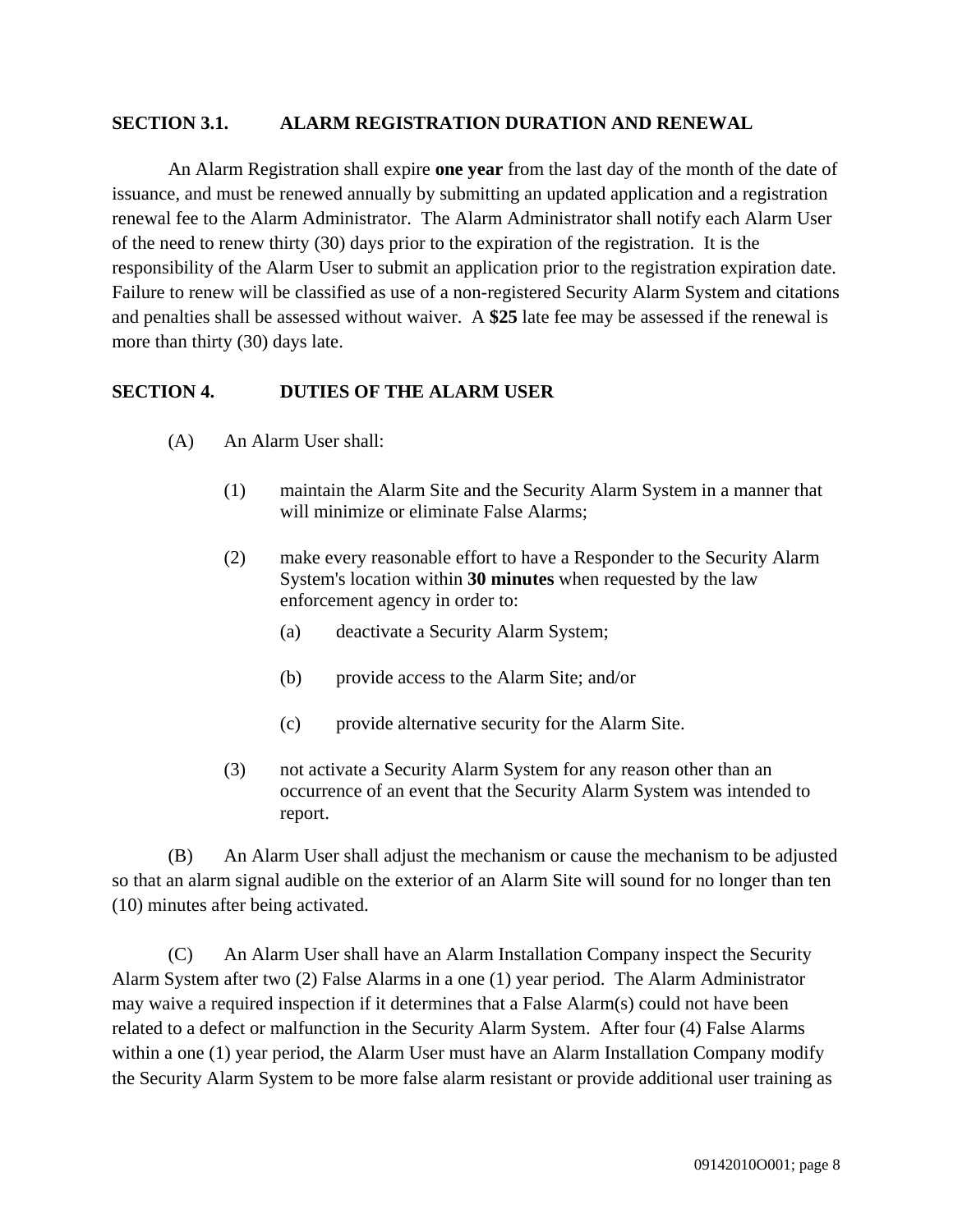## SECTION 3.1. ALARM REGISTRATION DURATION AND RENEWAL

An Alarm Registration shall expire **one year** from the last day of the month of the date of issuance, and must be renewed annually by submitting an updated application and a registration renewal fee to the Alarm Administrator. The Alarm Administrator shall notify each Alarm User of the need to renew thirty (30) days prior to the expiration of the registration. It is the responsibility of the Alarm User to submit an application prior to the registration expiration date. Failure to renew will be classified as use of a non-registered Security Alarm System and citations and penalties shall be assessed without waiver. A **$25** late fee may be assessed if the renewal is more than thirty (30) days late.

## SECTION 4. DUTIES OF THE ALARM USER

(A) An Alarm User shall:

(1) maintain the Alarm Site and the Security Alarm System in a manner that will minimize or eliminate False Alarms;

(2) make every reasonable effort to have a Responder to the Security Alarm System's location within **30 minutes** when requested by the law enforcement agency in order to:

(a) deactivate a Security Alarm System;

(b) provide access to the Alarm Site; and/or

(c) provide alternative security for the Alarm Site.

(3) not activate a Security Alarm System for any reason other than an occurrence of an event that the Security Alarm System was intended to report.

(B) An Alarm User shall adjust the mechanism or cause the mechanism to be adjusted so that an alarm signal audible on the exterior of an Alarm Site will sound for no longer than ten (10) minutes after being activated.

(C) An Alarm User shall have an Alarm Installation Company inspect the Security Alarm System after two (2) False Alarms in a one (1) year period. The Alarm Administrator may waive a required inspection if it determines that a False Alarm(s) could not have been related to a defect or malfunction in the Security Alarm System. After four (4) False Alarms within a one (1) year period, the Alarm User must have an Alarm Installation Company modify the Security Alarm System to be more false alarm resistant or provide additional user training as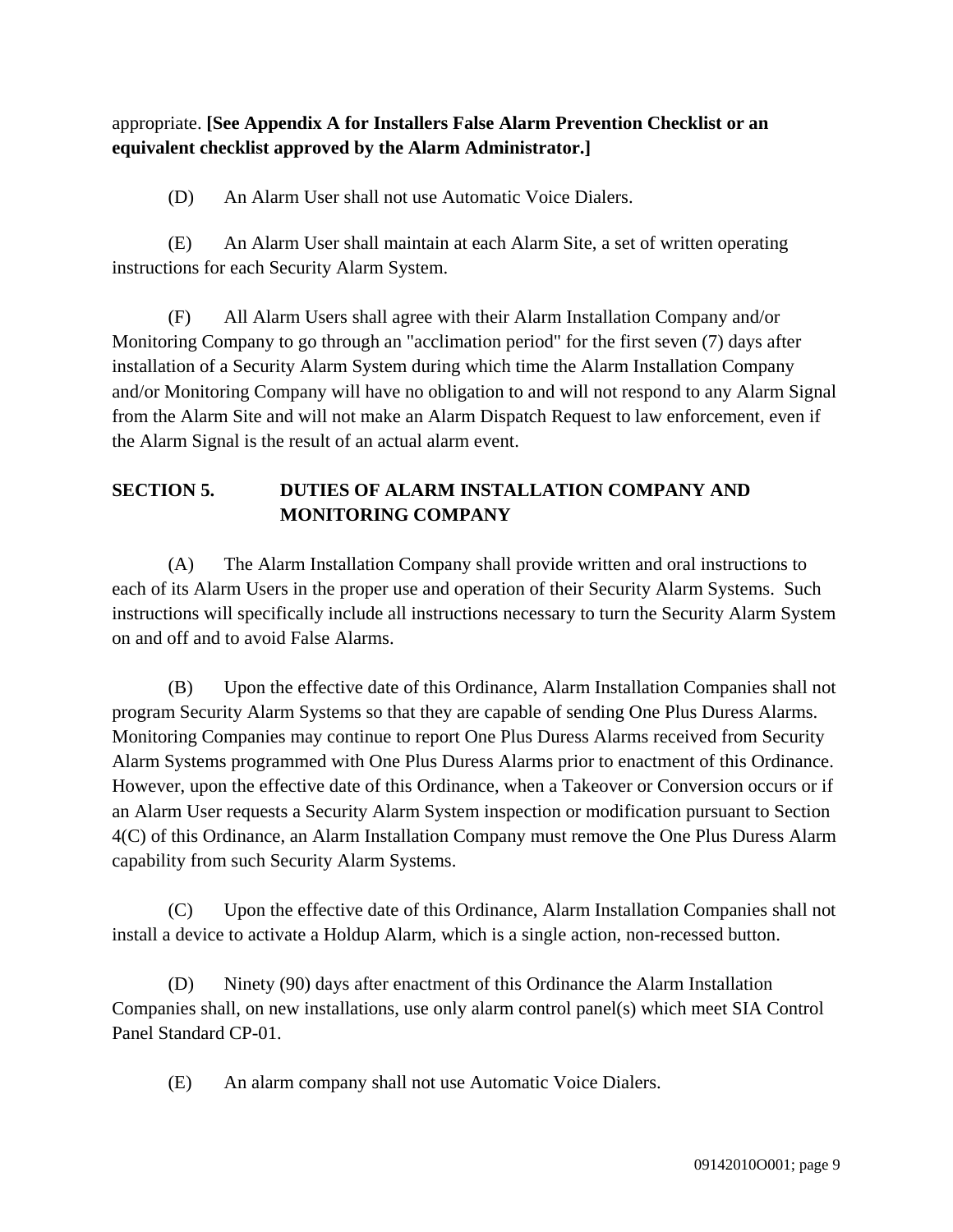appropriate. **[See Appendix A for Installers False Alarm Prevention Checklist or an equivalent checklist approved by the Alarm Administrator.]**

(D) An Alarm User shall not use Automatic Voice Dialers.

(E) An Alarm User shall maintain at each Alarm Site, a set of written operating instructions for each Security Alarm System.

(F) All Alarm Users shall agree with their Alarm Installation Company and/or Monitoring Company to go through an "acclimation period" for the first seven (7) days after installation of a Security Alarm System during which time the Alarm Installation Company and/or Monitoring Company will have no obligation to and will not respond to any Alarm Signal from the Alarm Site and will not make an Alarm Dispatch Request to law enforcement, even if the Alarm Signal is the result of an actual alarm event.

## SECTION 5. DUTIES OF ALARM INSTALLATION COMPANY AND MONITORING COMPANY

(A) The Alarm Installation Company shall provide written and oral instructions to each of its Alarm Users in the proper use and operation of their Security Alarm Systems. Such instructions will specifically include all instructions necessary to turn the Security Alarm System on and off and to avoid False Alarms.

(B) Upon the effective date of this Ordinance, Alarm Installation Companies shall not program Security Alarm Systems so that they are capable of sending One Plus Duress Alarms. Monitoring Companies may continue to report One Plus Duress Alarms received from Security Alarm Systems programmed with One Plus Duress Alarms prior to enactment of this Ordinance. However, upon the effective date of this Ordinance, when a Takeover or Conversion occurs or if an Alarm User requests a Security Alarm System inspection or modification pursuant to Section 4(C) of this Ordinance, an Alarm Installation Company must remove the One Plus Duress Alarm capability from such Security Alarm Systems.

(C) Upon the effective date of this Ordinance, Alarm Installation Companies shall not install a device to activate a Holdup Alarm, which is a single action, non-recessed button.

(D) Ninety (90) days after enactment of this Ordinance the Alarm Installation Companies shall, on new installations, use only alarm control panel(s) which meet SIA Control Panel Standard CP-01.

(E) An alarm company shall not use Automatic Voice Dialers.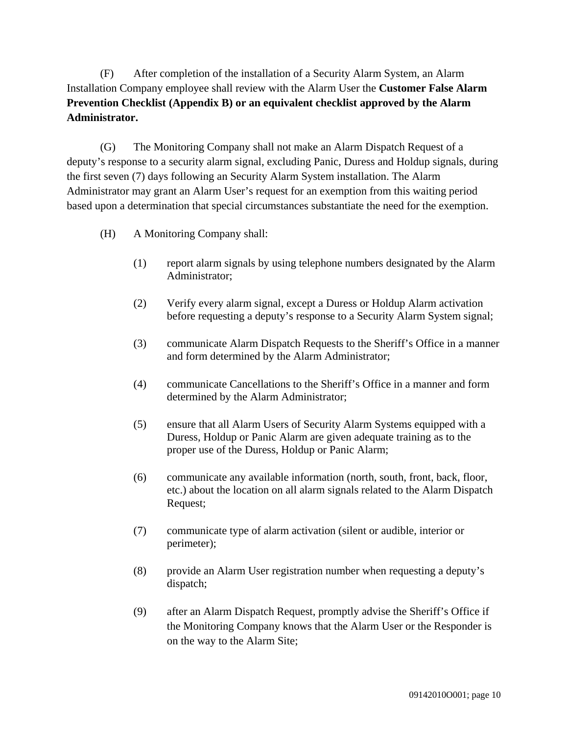(F) After completion of the installation of a Security Alarm System, an Alarm Installation Company employee shall review with the Alarm User the **Customer False Alarm Prevention Checklist (Appendix B) or an equivalent checklist approved by the Alarm Administrator.**

(G) The Monitoring Company shall not make an Alarm Dispatch Request of a deputy's response to a security alarm signal, excluding Panic, Duress and Holdup signals, during the first seven (7) days following an Security Alarm System installation. The Alarm Administrator may grant an Alarm User's request for an exemption from this waiting period based upon a determination that special circumstances substantiate the need for the exemption.

(H) A Monitoring Company shall:

(1) report alarm signals by using telephone numbers designated by the Alarm Administrator;

(2) Verify every alarm signal, except a Duress or Holdup Alarm activation before requesting a deputy's response to a Security Alarm System signal;

(3) communicate Alarm Dispatch Requests to the Sheriff's Office in a manner and form determined by the Alarm Administrator;

(4) communicate Cancellations to the Sheriff's Office in a manner and form determined by the Alarm Administrator;

(5) ensure that all Alarm Users of Security Alarm Systems equipped with a Duress, Holdup or Panic Alarm are given adequate training as to the proper use of the Duress, Holdup or Panic Alarm;

(6) communicate any available information (north, south, front, back, floor, etc.) about the location on all alarm signals related to the Alarm Dispatch Request;

(7) communicate type of alarm activation (silent or audible, interior or perimeter);

(8) provide an Alarm User registration number when requesting a deputy's dispatch;

(9) after an Alarm Dispatch Request, promptly advise the Sheriff's Office if the Monitoring Company knows that the Alarm User or the Responder is on the way to the Alarm Site;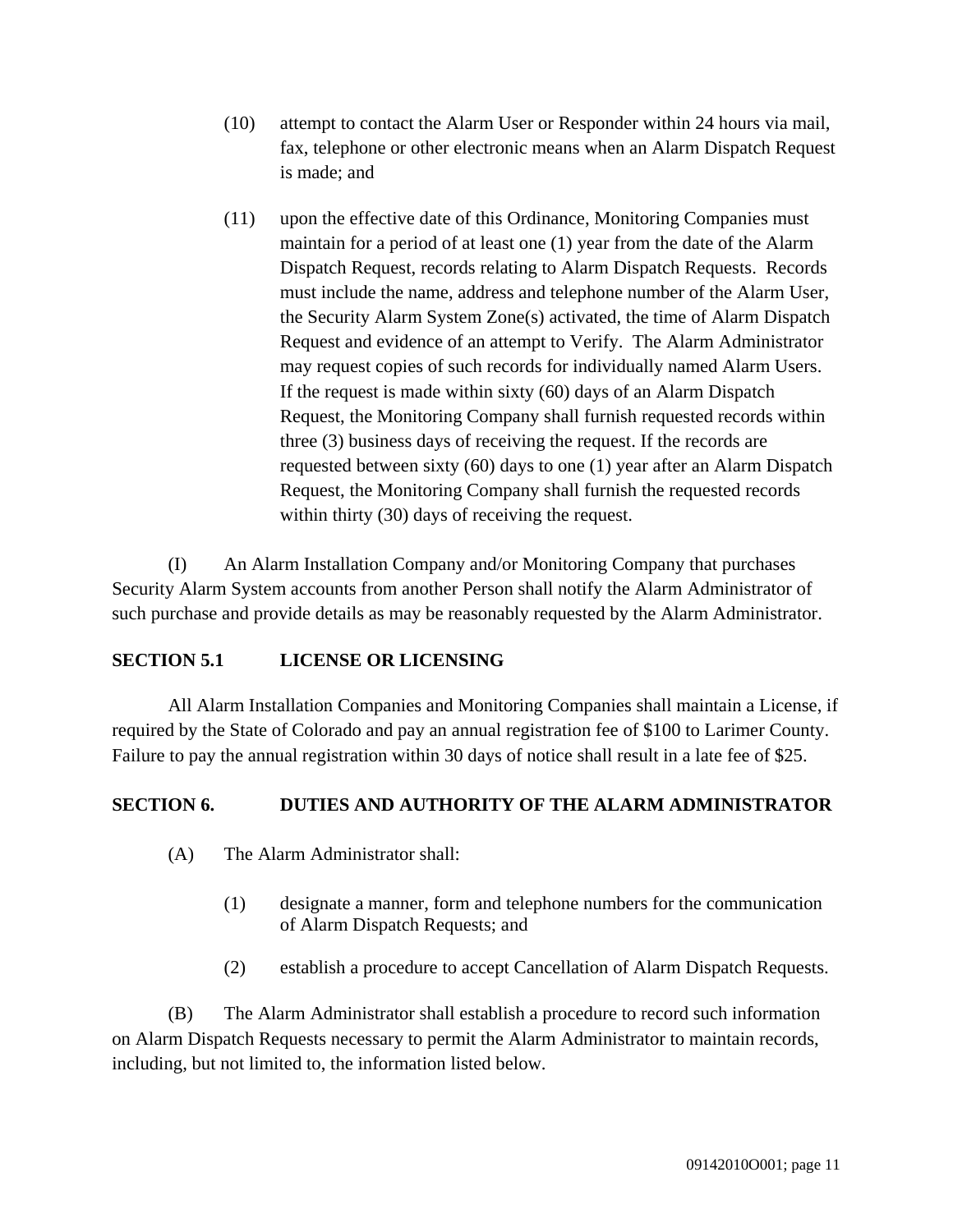(10) attempt to contact the Alarm User or Responder within 24 hours via mail, fax, telephone or other electronic means when an Alarm Dispatch Request is made; and

(11) upon the effective date of this Ordinance, Monitoring Companies must maintain for a period of at least one (1) year from the date of the Alarm Dispatch Request, records relating to Alarm Dispatch Requests. Records must include the name, address and telephone number of the Alarm User, the Security Alarm System Zone(s) activated, the time of Alarm Dispatch Request and evidence of an attempt to Verify. The Alarm Administrator may request copies of such records for individually named Alarm Users. If the request is made within sixty (60) days of an Alarm Dispatch Request, the Monitoring Company shall furnish requested records within three (3) business days of receiving the request. If the records are requested between sixty (60) days to one (1) year after an Alarm Dispatch Request, the Monitoring Company shall furnish the requested records within thirty (30) days of receiving the request.

(I) An Alarm Installation Company and/or Monitoring Company that purchases Security Alarm System accounts from another Person shall notify the Alarm Administrator of such purchase and provide details as may be reasonably requested by the Alarm Administrator.

## SECTION 5.1 LICENSE OR LICENSING

All Alarm Installation Companies and Monitoring Companies shall maintain a License, if required by the State of Colorado and pay an annual registration fee of $100 to Larimer County. Failure to pay the annual registration within 30 days of notice shall result in a late fee of $25.

## SECTION 6. DUTIES AND AUTHORITY OF THE ALARM ADMINISTRATOR

(A) The Alarm Administrator shall:

(1) designate a manner, form and telephone numbers for the communication of Alarm Dispatch Requests; and

(2) establish a procedure to accept Cancellation of Alarm Dispatch Requests.

(B) The Alarm Administrator shall establish a procedure to record such information on Alarm Dispatch Requests necessary to permit the Alarm Administrator to maintain records, including, but not limited to, the information listed below.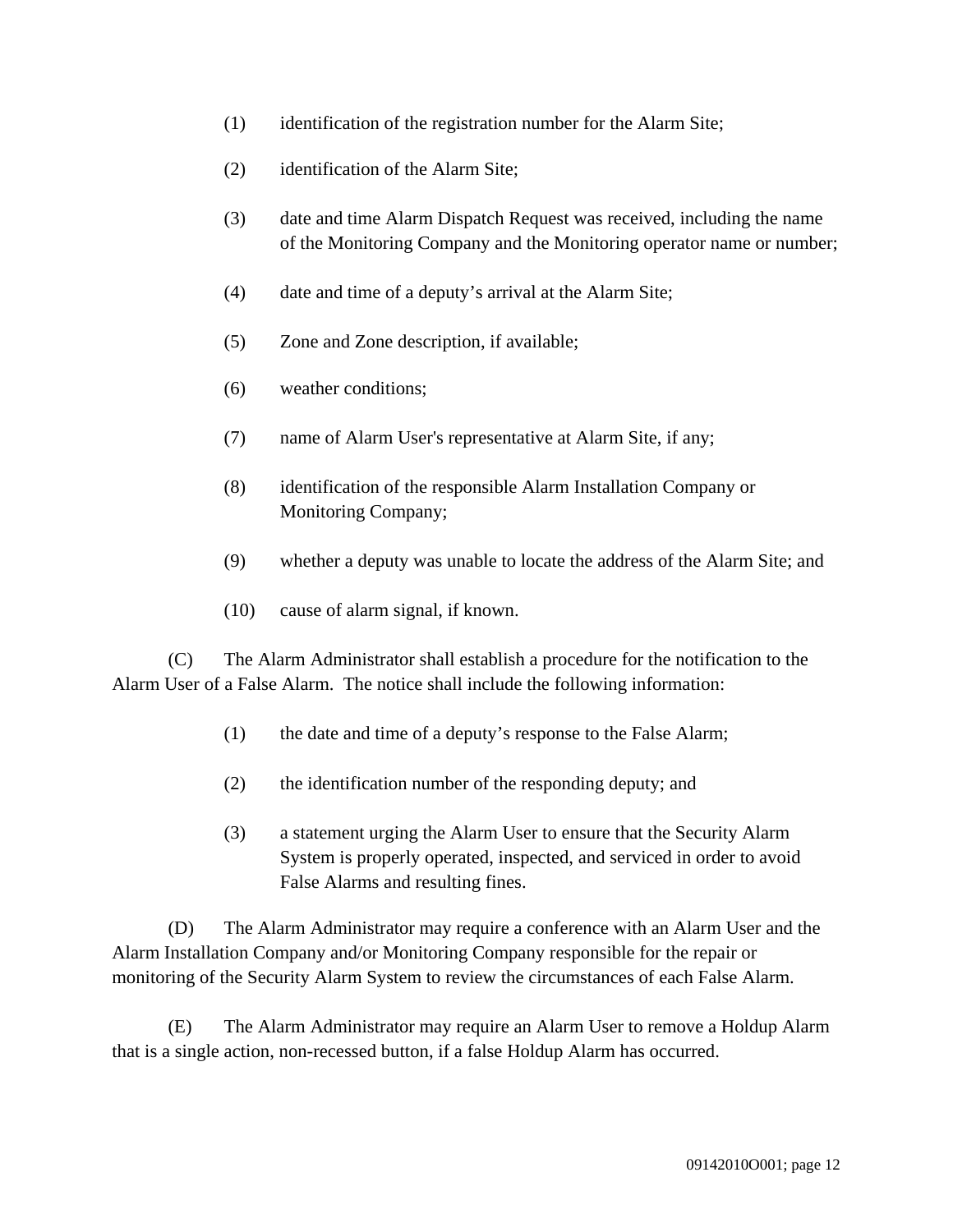(1) identification of the registration number for the Alarm Site;

(2) identification of the Alarm Site;

(3) date and time Alarm Dispatch Request was received, including the name of the Monitoring Company and the Monitoring operator name or number;

(4) date and time of a deputy's arrival at the Alarm Site;

(5) Zone and Zone description, if available;

(6) weather conditions;

(7) name of Alarm User's representative at Alarm Site, if any;

(8) identification of the responsible Alarm Installation Company or Monitoring Company;

(9) whether a deputy was unable to locate the address of the Alarm Site; and

(10) cause of alarm signal, if known.

(C) The Alarm Administrator shall establish a procedure for the notification to the Alarm User of a False Alarm. The notice shall include the following information:

(1) the date and time of a deputy's response to the False Alarm;

(2) the identification number of the responding deputy; and

(3) a statement urging the Alarm User to ensure that the Security Alarm System is properly operated, inspected, and serviced in order to avoid False Alarms and resulting fines.

(D) The Alarm Administrator may require a conference with an Alarm User and the Alarm Installation Company and/or Monitoring Company responsible for the repair or monitoring of the Security Alarm System to review the circumstances of each False Alarm.

(E) The Alarm Administrator may require an Alarm User to remove a Holdup Alarm that is a single action, non-recessed button, if a false Holdup Alarm has occurred.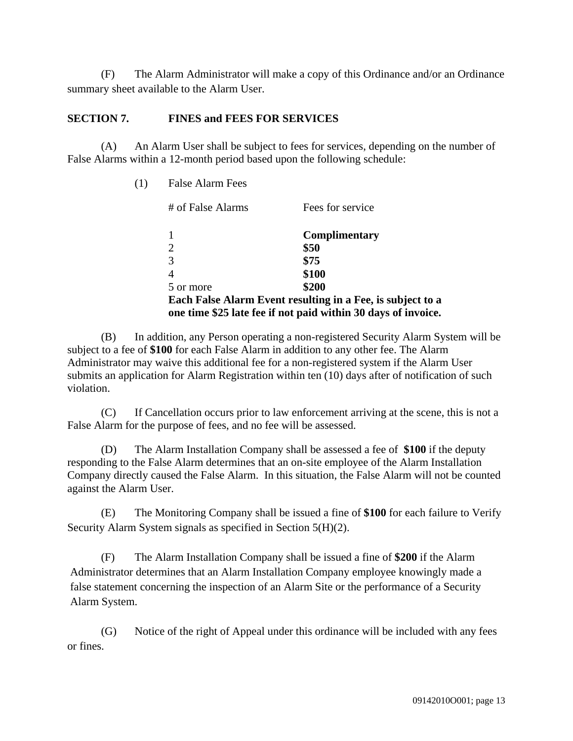(F) The Alarm Administrator will make a copy of this Ordinance and/or an Ordinance summary sheet available to the Alarm User.

## SECTION 7. FINES and FEES FOR SERVICES

(A) An Alarm User shall be subject to fees for services, depending on the number of False Alarms within a 12-month period based upon the following schedule:

(1) False Alarm Fees

| # of False Alarms | Fees for service |
|---|---|
| 1 | **Complimentary** |
| 2 | **$50** |
| 3 | **$75** |
| 4 | **$100** |
| 5 or more | **$200** |

**Each False Alarm Event resulting in a Fee, is subject to a one time $25 late fee if not paid within 30 days of invoice.**

(B) In addition, any Person operating a non-registered Security Alarm System will be subject to a fee of **$100** for each False Alarm in addition to any other fee. The Alarm Administrator may waive this additional fee for a non-registered system if the Alarm User submits an application for Alarm Registration within ten (10) days after of notification of such violation.

(C) If Cancellation occurs prior to law enforcement arriving at the scene, this is not a False Alarm for the purpose of fees, and no fee will be assessed.

(D) The Alarm Installation Company shall be assessed a fee of **$100** if the deputy responding to the False Alarm determines that an on-site employee of the Alarm Installation Company directly caused the False Alarm. In this situation, the False Alarm will not be counted against the Alarm User.

(E) The Monitoring Company shall be issued a fine of **$100** for each failure to Verify Security Alarm System signals as specified in Section 5(H)(2).

(F) The Alarm Installation Company shall be issued a fine of **$200** if the Alarm Administrator determines that an Alarm Installation Company employee knowingly made a false statement concerning the inspection of an Alarm Site or the performance of a Security Alarm System.

(G) Notice of the right of Appeal under this ordinance will be included with any fees or fines.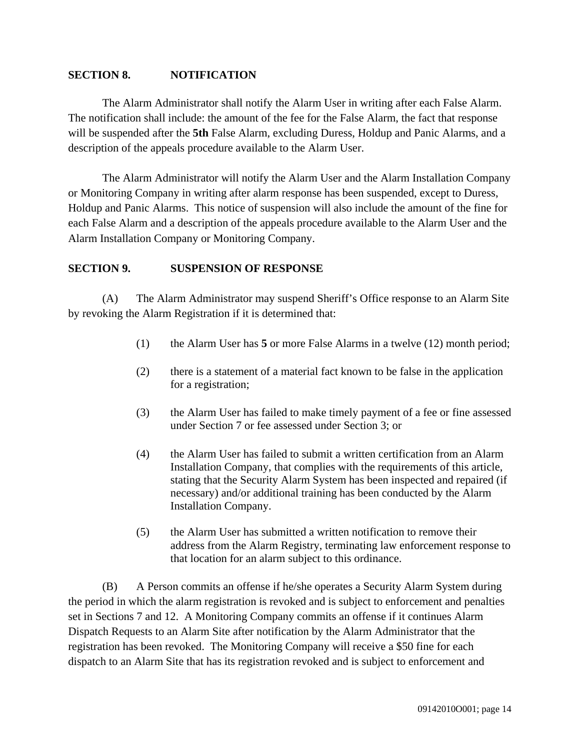## SECTION 8. NOTIFICATION

The Alarm Administrator shall notify the Alarm User in writing after each False Alarm. The notification shall include: the amount of the fee for the False Alarm, the fact that response will be suspended after the **5th** False Alarm, excluding Duress, Holdup and Panic Alarms, and a description of the appeals procedure available to the Alarm User.

The Alarm Administrator will notify the Alarm User and the Alarm Installation Company or Monitoring Company in writing after alarm response has been suspended, except to Duress, Holdup and Panic Alarms. This notice of suspension will also include the amount of the fine for each False Alarm and a description of the appeals procedure available to the Alarm User and the Alarm Installation Company or Monitoring Company.

## SECTION 9. SUSPENSION OF RESPONSE

(A) The Alarm Administrator may suspend Sheriff's Office response to an Alarm Site by revoking the Alarm Registration if it is determined that:

(1) the Alarm User has **5** or more False Alarms in a twelve (12) month period;

(2) there is a statement of a material fact known to be false in the application for a registration;

(3) the Alarm User has failed to make timely payment of a fee or fine assessed under Section 7 or fee assessed under Section 3; or

(4) the Alarm User has failed to submit a written certification from an Alarm Installation Company, that complies with the requirements of this article, stating that the Security Alarm System has been inspected and repaired (if necessary) and/or additional training has been conducted by the Alarm Installation Company.

(5) the Alarm User has submitted a written notification to remove their address from the Alarm Registry, terminating law enforcement response to that location for an alarm subject to this ordinance.

(B) A Person commits an offense if he/she operates a Security Alarm System during the period in which the alarm registration is revoked and is subject to enforcement and penalties set in Sections 7 and 12. A Monitoring Company commits an offense if it continues Alarm Dispatch Requests to an Alarm Site after notification by the Alarm Administrator that the registration has been revoked. The Monitoring Company will receive a $50 fine for each dispatch to an Alarm Site that has its registration revoked and is subject to enforcement and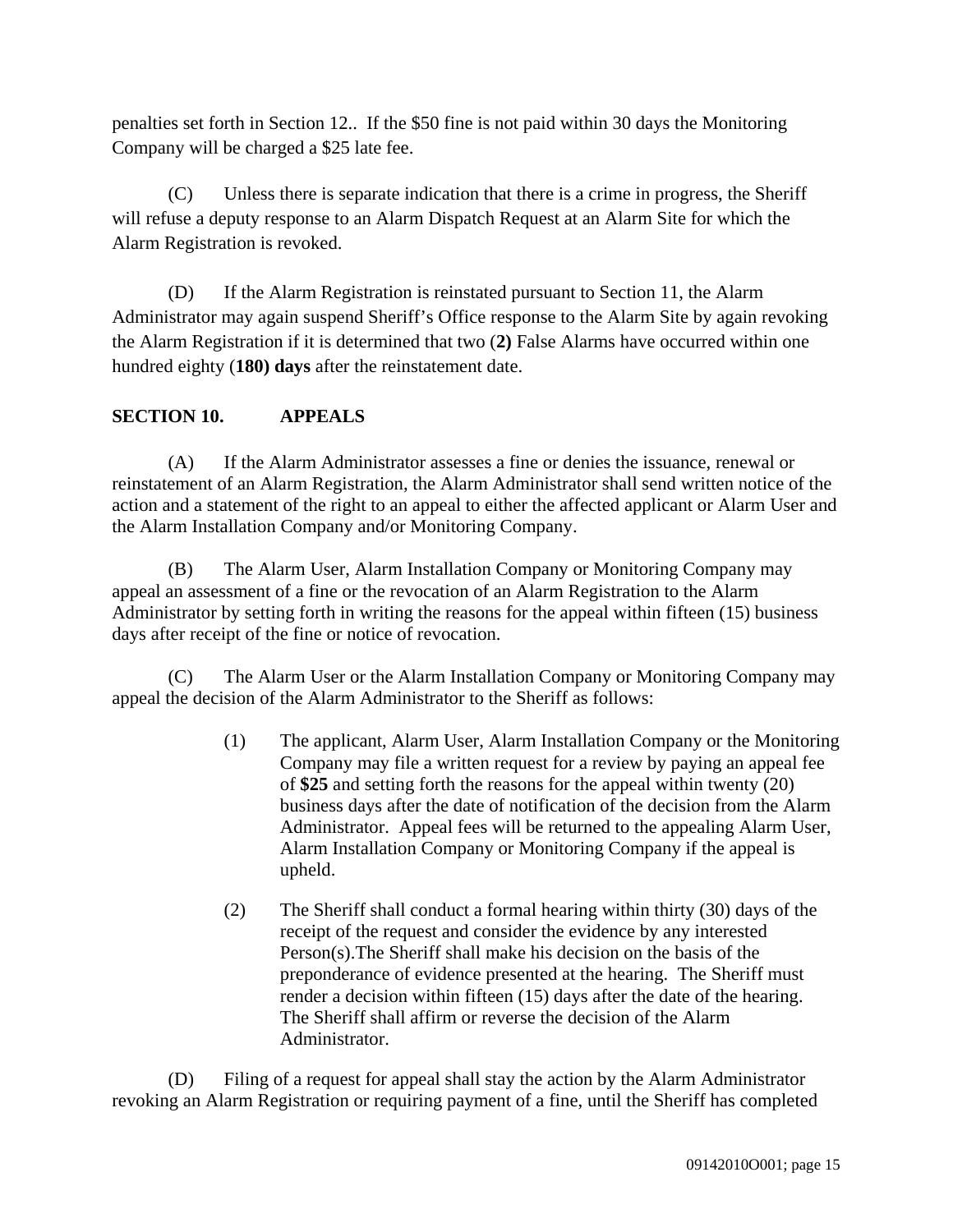penalties set forth in Section 12.. If the $50 fine is not paid within 30 days the Monitoring Company will be charged a $25 late fee.

(C) Unless there is separate indication that there is a crime in progress, the Sheriff will refuse a deputy response to an Alarm Dispatch Request at an Alarm Site for which the Alarm Registration is revoked.

(D) If the Alarm Registration is reinstated pursuant to Section 11, the Alarm Administrator may again suspend Sheriff's Office response to the Alarm Site by again revoking the Alarm Registration if it is determined that two (**2)** False Alarms have occurred within one hundred eighty (**180) days** after the reinstatement date.

## SECTION 10. APPEALS

(A) If the Alarm Administrator assesses a fine or denies the issuance, renewal or reinstatement of an Alarm Registration, the Alarm Administrator shall send written notice of the action and a statement of the right to an appeal to either the affected applicant or Alarm User and the Alarm Installation Company and/or Monitoring Company.

(B) The Alarm User, Alarm Installation Company or Monitoring Company may appeal an assessment of a fine or the revocation of an Alarm Registration to the Alarm Administrator by setting forth in writing the reasons for the appeal within fifteen (15) business days after receipt of the fine or notice of revocation.

(C) The Alarm User or the Alarm Installation Company or Monitoring Company may appeal the decision of the Alarm Administrator to the Sheriff as follows:

> (1) The applicant, Alarm User, Alarm Installation Company or the Monitoring Company may file a written request for a review by paying an appeal fee of **$25** and setting forth the reasons for the appeal within twenty (20) business days after the date of notification of the decision from the Alarm Administrator. Appeal fees will be returned to the appealing Alarm User, Alarm Installation Company or Monitoring Company if the appeal is upheld.
>
> (2) The Sheriff shall conduct a formal hearing within thirty (30) days of the receipt of the request and consider the evidence by any interested Person(s).The Sheriff shall make his decision on the basis of the preponderance of evidence presented at the hearing. The Sheriff must render a decision within fifteen (15) days after the date of the hearing. The Sheriff shall affirm or reverse the decision of the Alarm Administrator.

(D) Filing of a request for appeal shall stay the action by the Alarm Administrator revoking an Alarm Registration or requiring payment of a fine, until the Sheriff has completed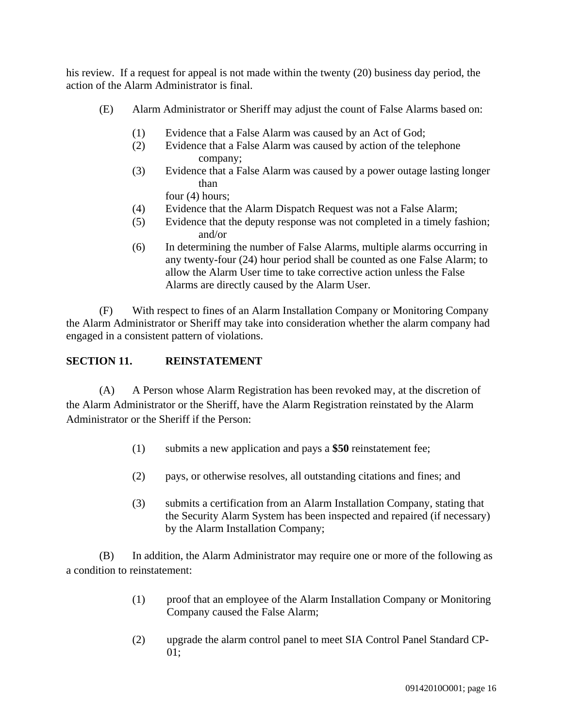his review. If a request for appeal is not made within the twenty (20) business day period, the action of the Alarm Administrator is final.

(E) Alarm Administrator or Sheriff may adjust the count of False Alarms based on:

(1) Evidence that a False Alarm was caused by an Act of God;
(2) Evidence that a False Alarm was caused by action of the telephone company;
(3) Evidence that a False Alarm was caused by a power outage lasting longer than four (4) hours;
(4) Evidence that the Alarm Dispatch Request was not a False Alarm;
(5) Evidence that the deputy response was not completed in a timely fashion; and/or
(6) In determining the number of False Alarms, multiple alarms occurring in any twenty-four (24) hour period shall be counted as one False Alarm; to allow the Alarm User time to take corrective action unless the False Alarms are directly caused by the Alarm User.

(F) With respect to fines of an Alarm Installation Company or Monitoring Company the Alarm Administrator or Sheriff may take into consideration whether the alarm company had engaged in a consistent pattern of violations.

**SECTION 11. REINSTATEMENT**

(A) A Person whose Alarm Registration has been revoked may, at the discretion of the Alarm Administrator or the Sheriff, have the Alarm Registration reinstated by the Alarm Administrator or the Sheriff if the Person:

(1) submits a new application and pays a **$50** reinstatement fee;

(2) pays, or otherwise resolves, all outstanding citations and fines; and

(3) submits a certification from an Alarm Installation Company, stating that the Security Alarm System has been inspected and repaired (if necessary) by the Alarm Installation Company;

(B) In addition, the Alarm Administrator may require one or more of the following as a condition to reinstatement:

(1) proof that an employee of the Alarm Installation Company or Monitoring Company caused the False Alarm;

(2) upgrade the alarm control panel to meet SIA Control Panel Standard CP-01;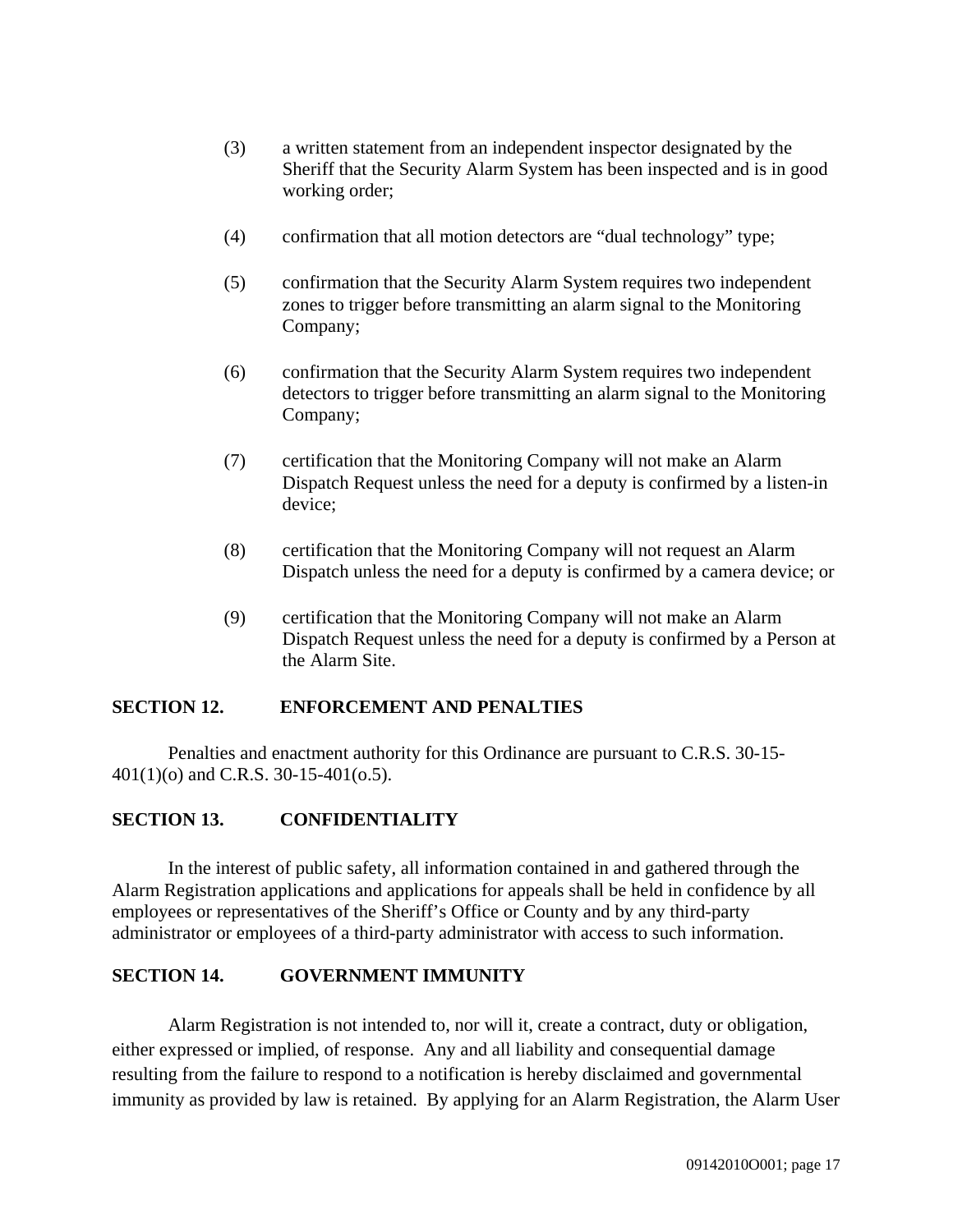(3) a written statement from an independent inspector designated by the Sheriff that the Security Alarm System has been inspected and is in good working order;

(4) confirmation that all motion detectors are "dual technology" type;

(5) confirmation that the Security Alarm System requires two independent zones to trigger before transmitting an alarm signal to the Monitoring Company;

(6) confirmation that the Security Alarm System requires two independent detectors to trigger before transmitting an alarm signal to the Monitoring Company;

(7) certification that the Monitoring Company will not make an Alarm Dispatch Request unless the need for a deputy is confirmed by a listen-in device;

(8) certification that the Monitoring Company will not request an Alarm Dispatch unless the need for a deputy is confirmed by a camera device; or

(9) certification that the Monitoring Company will not make an Alarm Dispatch Request unless the need for a deputy is confirmed by a Person at the Alarm Site.

## SECTION 12. ENFORCEMENT AND PENALTIES

Penalties and enactment authority for this Ordinance are pursuant to C.R.S. 30-15-401(1)(o) and C.R.S. 30-15-401(o.5).

## SECTION 13. CONFIDENTIALITY

In the interest of public safety, all information contained in and gathered through the Alarm Registration applications and applications for appeals shall be held in confidence by all employees or representatives of the Sheriff's Office or County and by any third-party administrator or employees of a third-party administrator with access to such information.

## SECTION 14. GOVERNMENT IMMUNITY

Alarm Registration is not intended to, nor will it, create a contract, duty or obligation, either expressed or implied, of response. Any and all liability and consequential damage resulting from the failure to respond to a notification is hereby disclaimed and governmental immunity as provided by law is retained. By applying for an Alarm Registration, the Alarm User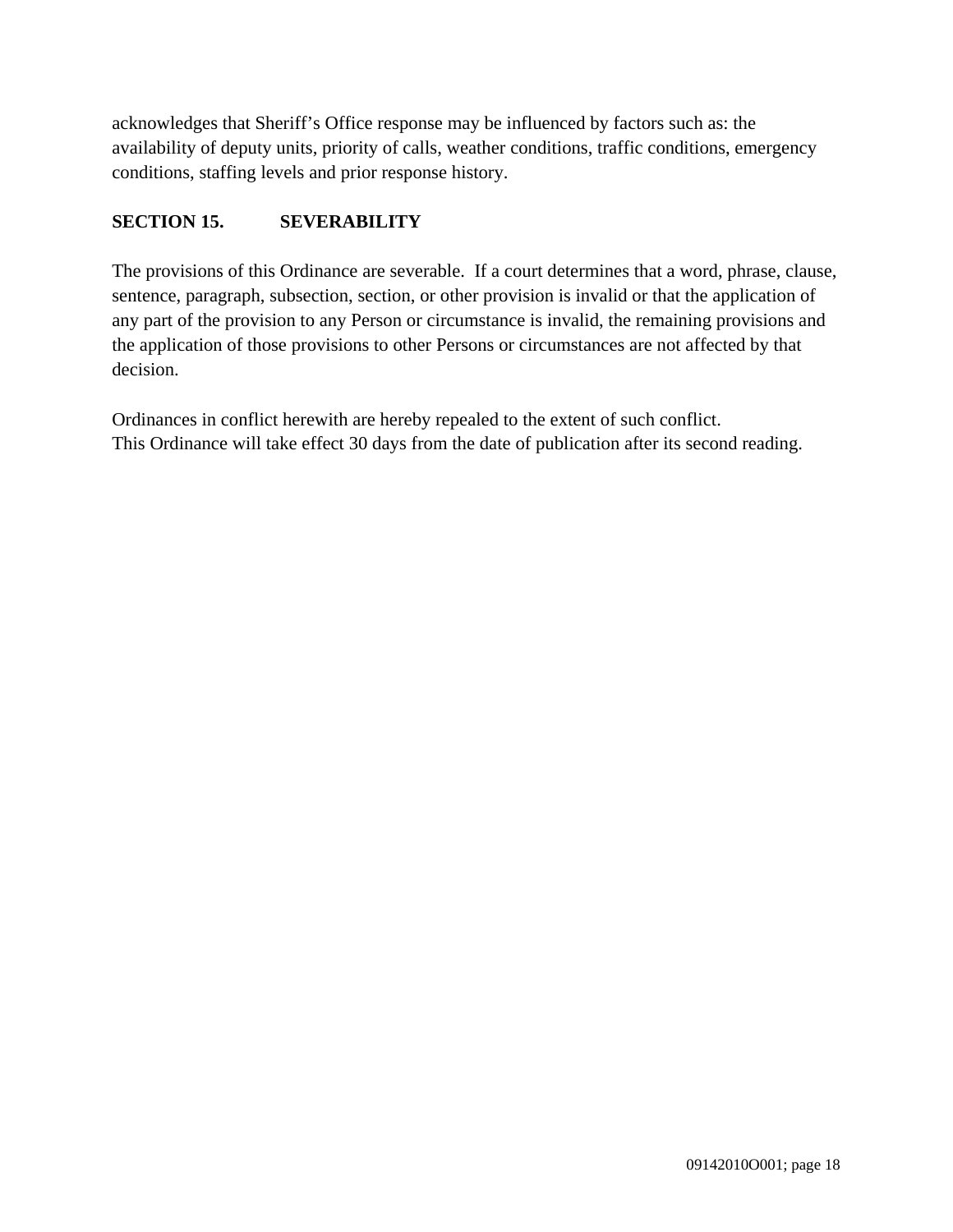acknowledges that Sheriff's Office response may be influenced by factors such as: the availability of deputy units, priority of calls, weather conditions, traffic conditions, emergency conditions, staffing levels and prior response history.

**SECTION 15. SEVERABILITY**

The provisions of this Ordinance are severable. If a court determines that a word, phrase, clause, sentence, paragraph, subsection, section, or other provision is invalid or that the application of any part of the provision to any Person or circumstance is invalid, the remaining provisions and the application of those provisions to other Persons or circumstances are not affected by that decision.

Ordinances in conflict herewith are hereby repealed to the extent of such conflict.
This Ordinance will take effect 30 days from the date of publication after its second reading.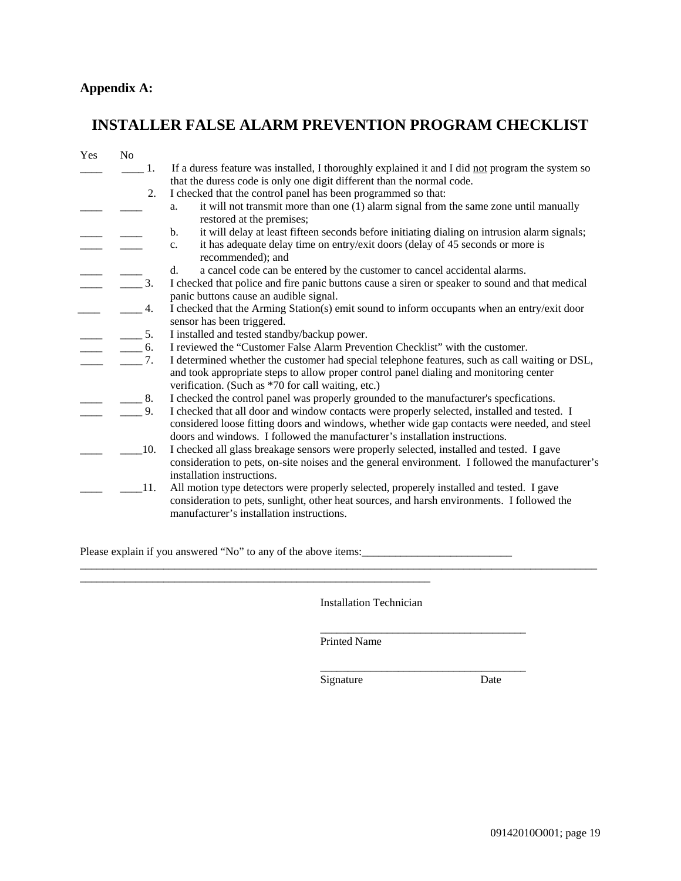**Appendix A:**

# INSTALLER FALSE ALARM PREVENTION PROGRAM CHECKLIST

| Yes | No | | |
|---|---|---|---|
| ____ | ____ | 1. | If a duress feature was installed, I thoroughly explained it and I did not program the system so that the duress code is only one digit different than the normal code. |
| | | 2. | I checked that the control panel has been programmed so that: |
| ____ | ____ | a. | it will not transmit more than one (1) alarm signal from the same zone until manually restored at the premises; |
| ____ | ____ | b. | it will delay at least fifteen seconds before initiating dialing on intrusion alarm signals; |
| ____ | ____ | c. | it has adequate delay time on entry/exit doors (delay of 45 seconds or more is recommended); and |
| ____ | ____ | d. | a cancel code can be entered by the customer to cancel accidental alarms. |
| ____ | ____ | 3. | I checked that police and fire panic buttons cause a siren or speaker to sound and that medical panic buttons cause an audible signal. |
| ____ | ____ | 4. | I checked that the Arming Station(s) emit sound to inform occupants when an entry/exit door sensor has been triggered. |
| ____ | ____ | 5. | I installed and tested standby/backup power. |
| ____ | ____ | 6. | I reviewed the "Customer False Alarm Prevention Checklist" with the customer. |
| ____ | ____ | 7. | I determined whether the customer had special telephone features, such as call waiting or DSL, and took appropriate steps to allow proper control panel dialing and monitoring center verification. (Such as *70 for call waiting, etc.) |
| ____ | ____ | 8. | I checked the control panel was properly grounded to the manufacturer's specfications. |
| ____ | ____ | 9. | I checked that all door and window contacts were properly selected, installed and tested. I considered loose fitting doors and windows, whether wide gap contacts were needed, and steel doors and windows. I followed the manufacturer's installation instructions. |
| ____ | ____ | 10. | I checked all glass breakage sensors were properly selected, installed and tested. I gave consideration to pets, on-site noises and the general environment. I followed the manufacturer's installation instructions. |
| ____ | ____ | 11. | All motion type detectors were properly selected, properely installed and tested. I gave consideration to pets, sunlight, other heat sources, and harsh environments. I followed the manufacturer's installation instructions. |

Please explain if you answered "No" to any of the above items:___________________________
_____________________________________________________________________________________________
_________________________________________________________________

Installation Technician

_____________________________________
Printed Name

_____________________________________
Signature Date

09142010O001; page 19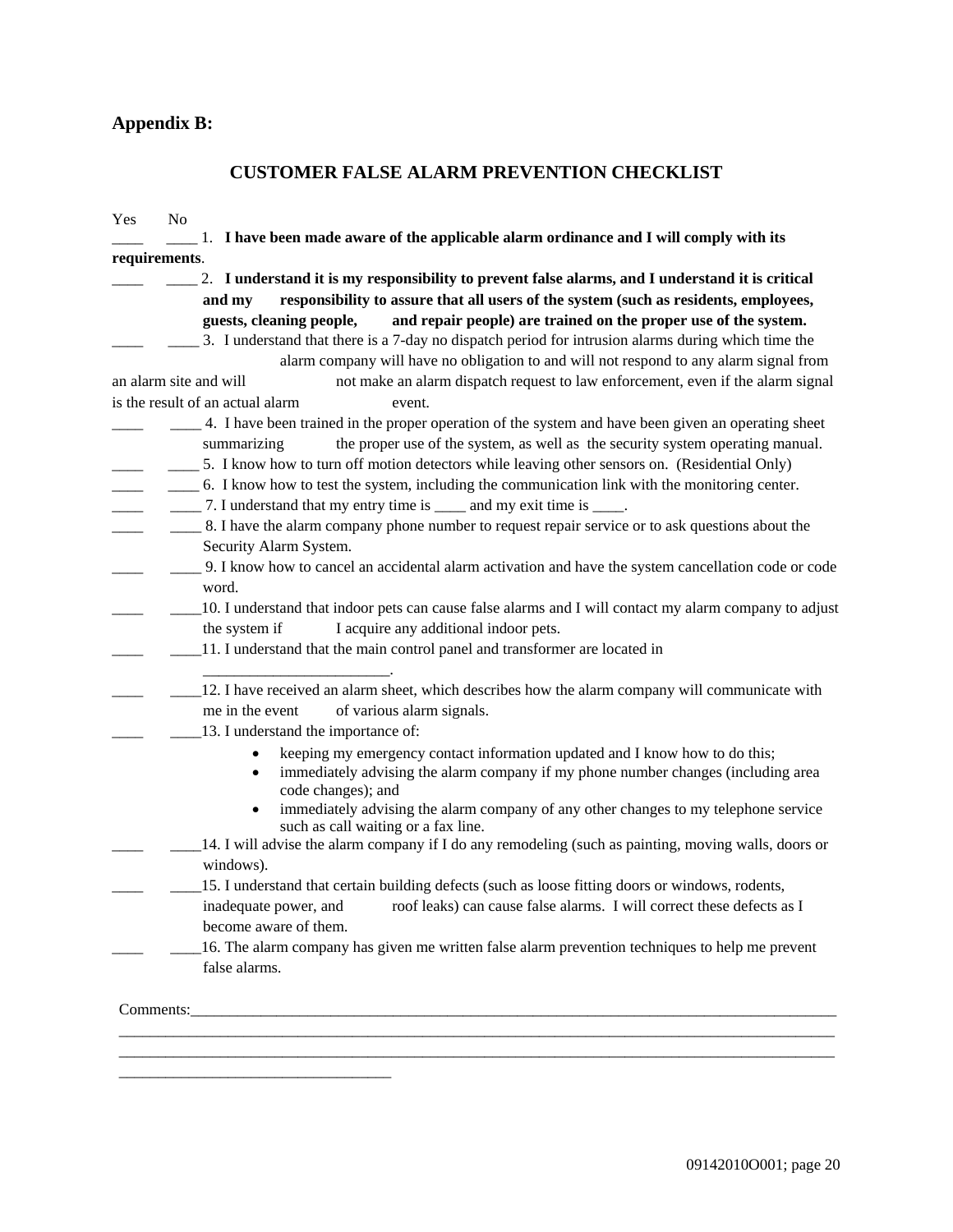## Appendix B:

### CUSTOMER FALSE ALARM PREVENTION CHECKLIST

Yes No

____ ____ 1. **I have been made aware of the applicable alarm ordinance and I will comply with its requirements**.

____ ____ 2. **I understand it is my responsibility to prevent false alarms, and I understand it is critical and my responsibility to assure that all users of the system (such as residents, employees, guests, cleaning people, and repair people) are trained on the proper use of the system.**

____ ____ 3. I understand that there is a 7-day no dispatch period for intrusion alarms during which time the alarm company will have no obligation to and will not respond to any alarm signal from an alarm site and will not make an alarm dispatch request to law enforcement, even if the alarm signal is the result of an actual alarm event.

____ ____ 4. I have been trained in the proper operation of the system and have been given an operating sheet summarizing the proper use of the system, as well as the security system operating manual.

____ ____ 5. I know how to turn off motion detectors while leaving other sensors on. (Residential Only)

____ ____ 6. I know how to test the system, including the communication link with the monitoring center.

____ ____ 7. I understand that my entry time is ____ and my exit time is ____.

____ ____ 8. I have the alarm company phone number to request repair service or to ask questions about the Security Alarm System.

____ ____ 9. I know how to cancel an accidental alarm activation and have the system cancellation code or code word.

____ ____10. I understand that indoor pets can cause false alarms and I will contact my alarm company to adjust the system if I acquire any additional indoor pets.

____ ____11. I understand that the main control panel and transformer are located in ________________________.

____ ____12. I have received an alarm sheet, which describes how the alarm company will communicate with me in the event of various alarm signals.

____ ____13. I understand the importance of:

- keeping my emergency contact information updated and I know how to do this;
- immediately advising the alarm company if my phone number changes (including area code changes); and
- immediately advising the alarm company of any other changes to my telephone service such as call waiting or a fax line.

____ ____14. I will advise the alarm company if I do any remodeling (such as painting, moving walls, doors or windows).

____ ____15. I understand that certain building defects (such as loose fitting doors or windows, rodents, inadequate power, and roof leaks) can cause false alarms. I will correct these defects as I become aware of them.

____ ____16. The alarm company has given me written false alarm prevention techniques to help me prevent false alarms.

Comments:___________________________________________________________________________________
___________________________________________________________________________________________
___________________________________________________________________________________________
_________________________________

09142010O001; page 20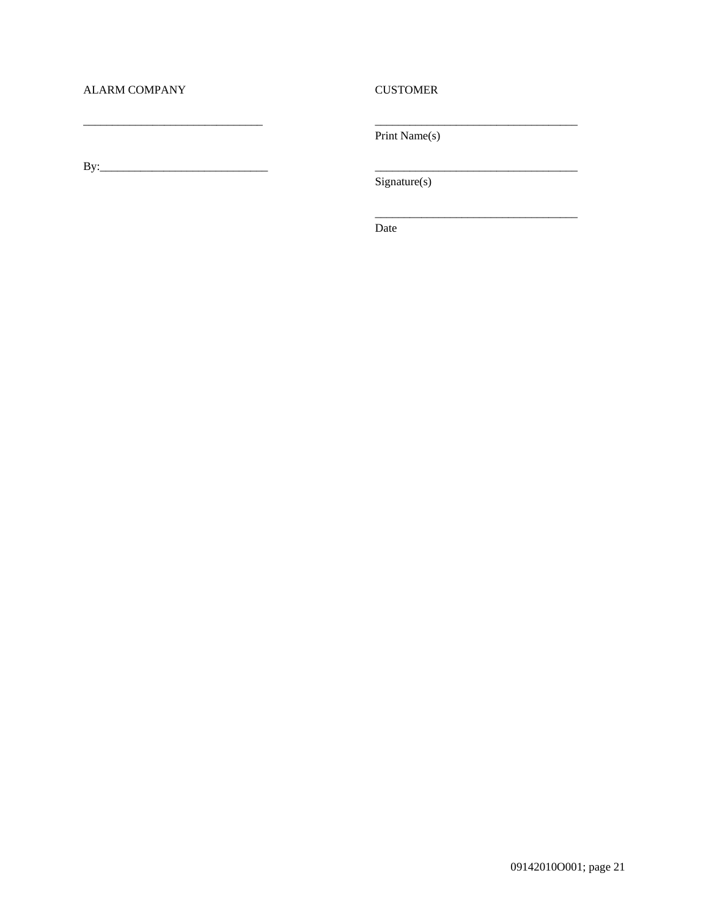| ALARM COMPANY | CUSTOMER |
|---|---|
| _______________________________ | ___________________________________<br>Print Name(s) |
| By:_____________________________ | ___________________________________<br>Signature(s) |
| | ___________________________________<br>Date |

09142010O001; page 21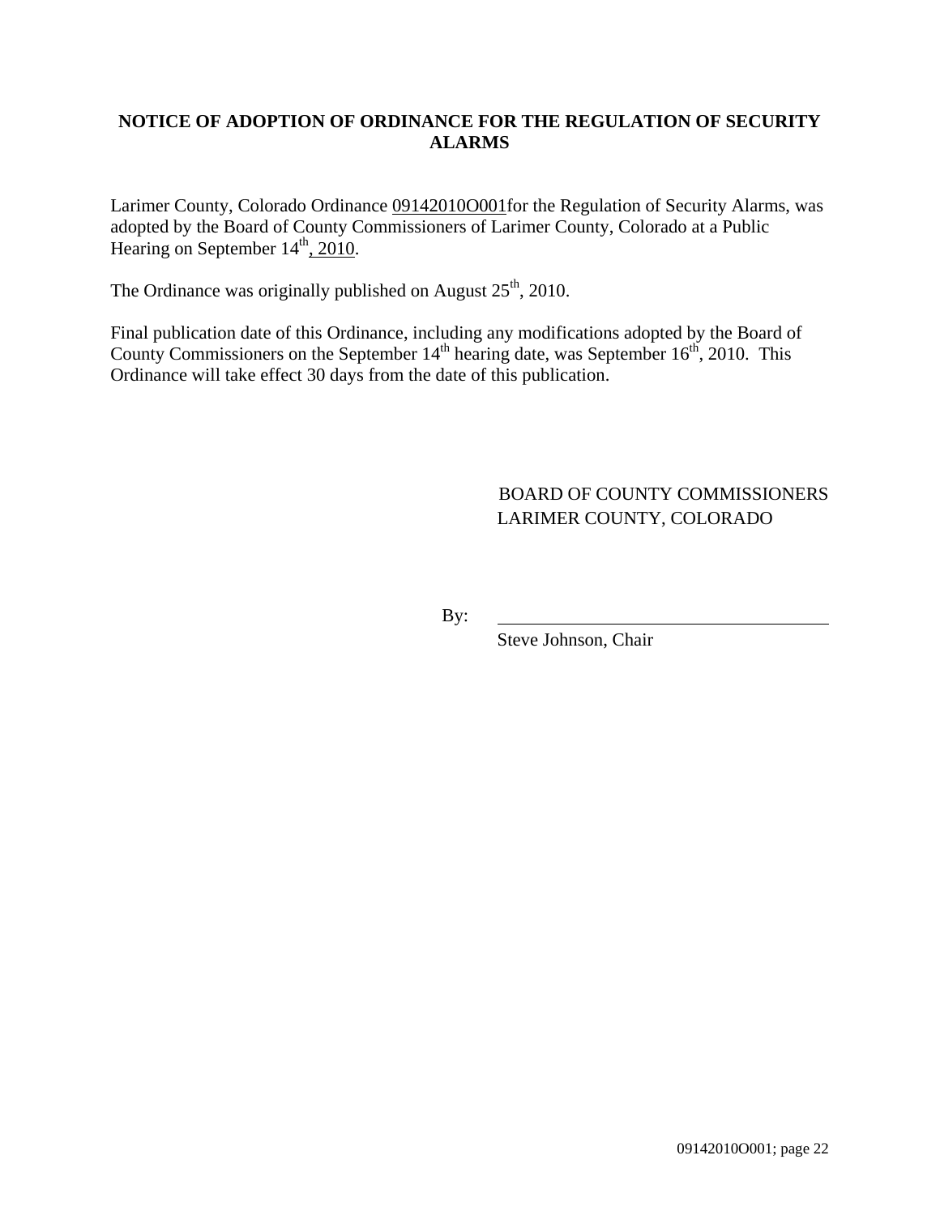**NOTICE OF ADOPTION OF ORDINANCE FOR THE REGULATION OF SECURITY ALARMS**

Larimer County, Colorado Ordinance 09142010O001for the Regulation of Security Alarms, was adopted by the Board of County Commissioners of Larimer County, Colorado at a Public Hearing on September 14th, 2010.

The Ordinance was originally published on August 25th, 2010.

Final publication date of this Ordinance, including any modifications adopted by the Board of County Commissioners on the September 14th hearing date, was September 16th, 2010. This Ordinance will take effect 30 days from the date of this publication.

BOARD OF COUNTY COMMISSIONERS
LARIMER COUNTY, COLORADO

By: ______________________________
Steve Johnson, Chair